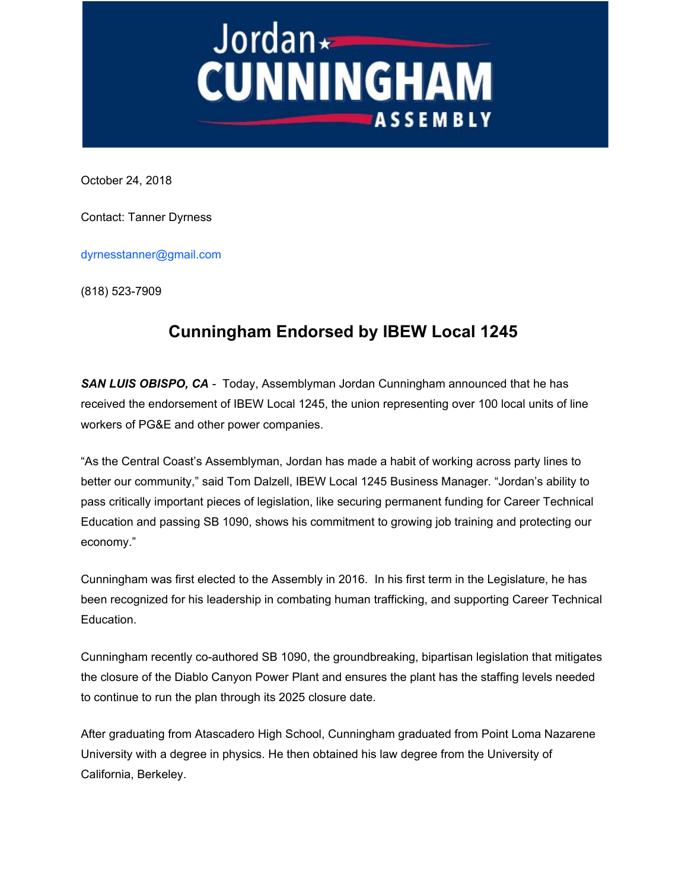Jordan CUNNINGHAM ASSEMBLY

October 24, 2018

Contact: Tanner Dyrness

dyrnesstanner@gmail.com

(818) 523-7909

# Cunningham Endorsed by IBEW Local 1245

***SAN LUIS OBISPO, CA*** - Today, Assemblyman Jordan Cunningham announced that he has received the endorsement of IBEW Local 1245, the union representing over 100 local units of line workers of PG&E and other power companies.

"As the Central Coast's Assemblyman, Jordan has made a habit of working across party lines to better our community," said Tom Dalzell, IBEW Local 1245 Business Manager. "Jordan's ability to pass critically important pieces of legislation, like securing permanent funding for Career Technical Education and passing SB 1090, shows his commitment to growing job training and protecting our economy."

Cunningham was first elected to the Assembly in 2016. In his first term in the Legislature, he has been recognized for his leadership in combating human trafficking, and supporting Career Technical Education.

Cunningham recently co-authored SB 1090, the groundbreaking, bipartisan legislation that mitigates the closure of the Diablo Canyon Power Plant and ensures the plant has the staffing levels needed to continue to run the plan through its 2025 closure date.

After graduating from Atascadero High School, Cunningham graduated from Point Loma Nazarene University with a degree in physics. He then obtained his law degree from the University of California, Berkeley.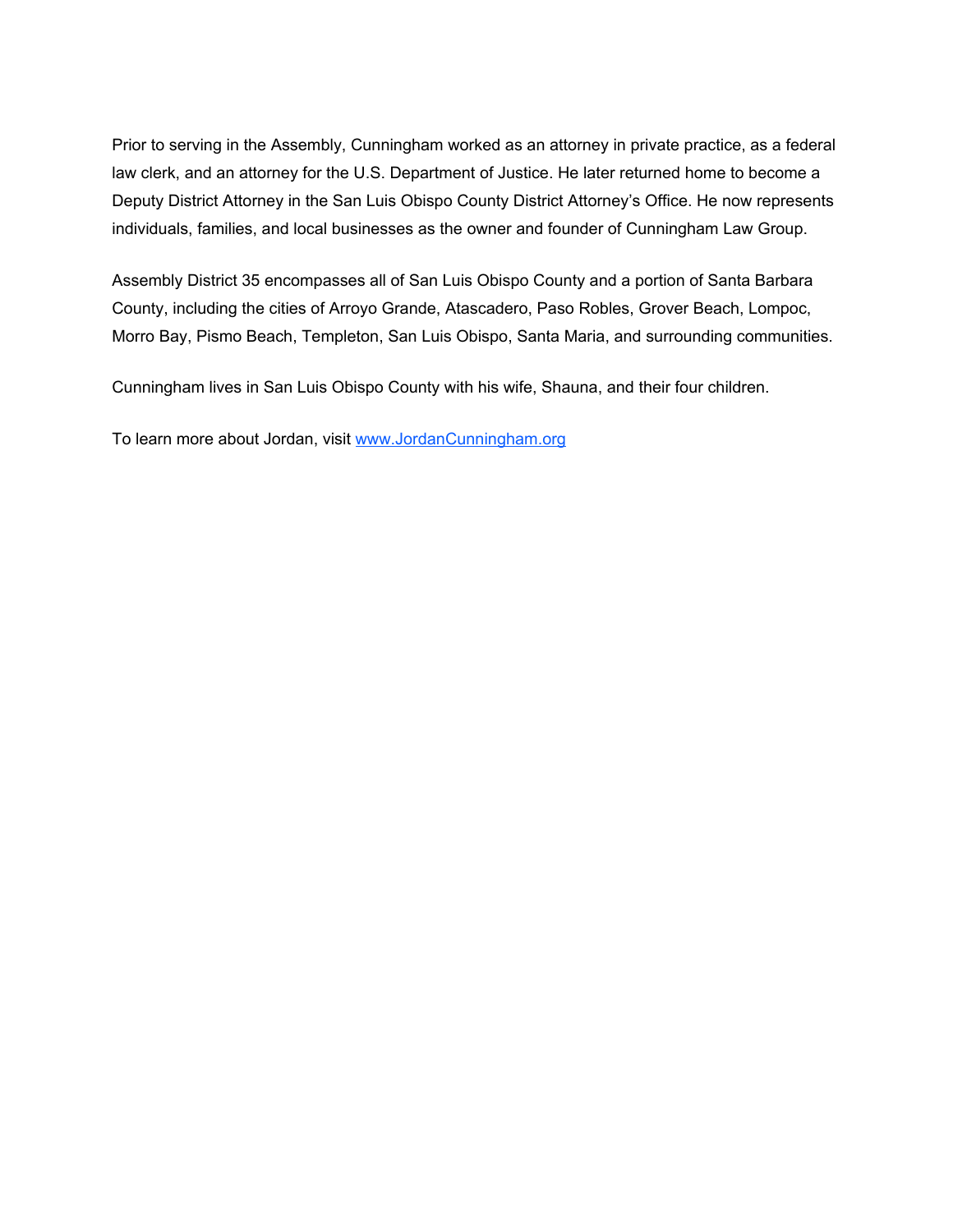Prior to serving in the Assembly, Cunningham worked as an attorney in private practice, as a federal law clerk, and an attorney for the U.S. Department of Justice. He later returned home to become a Deputy District Attorney in the San Luis Obispo County District Attorney's Office. He now represents individuals, families, and local businesses as the owner and founder of Cunningham Law Group.

Assembly District 35 encompasses all of San Luis Obispo County and a portion of Santa Barbara County, including the cities of Arroyo Grande, Atascadero, Paso Robles, Grover Beach, Lompoc, Morro Bay, Pismo Beach, Templeton, San Luis Obispo, Santa Maria, and surrounding communities.

Cunningham lives in San Luis Obispo County with his wife, Shauna, and their four children.

To learn more about Jordan, visit [www.JordanCunningham.org](http://www.JordanCunningham.org)